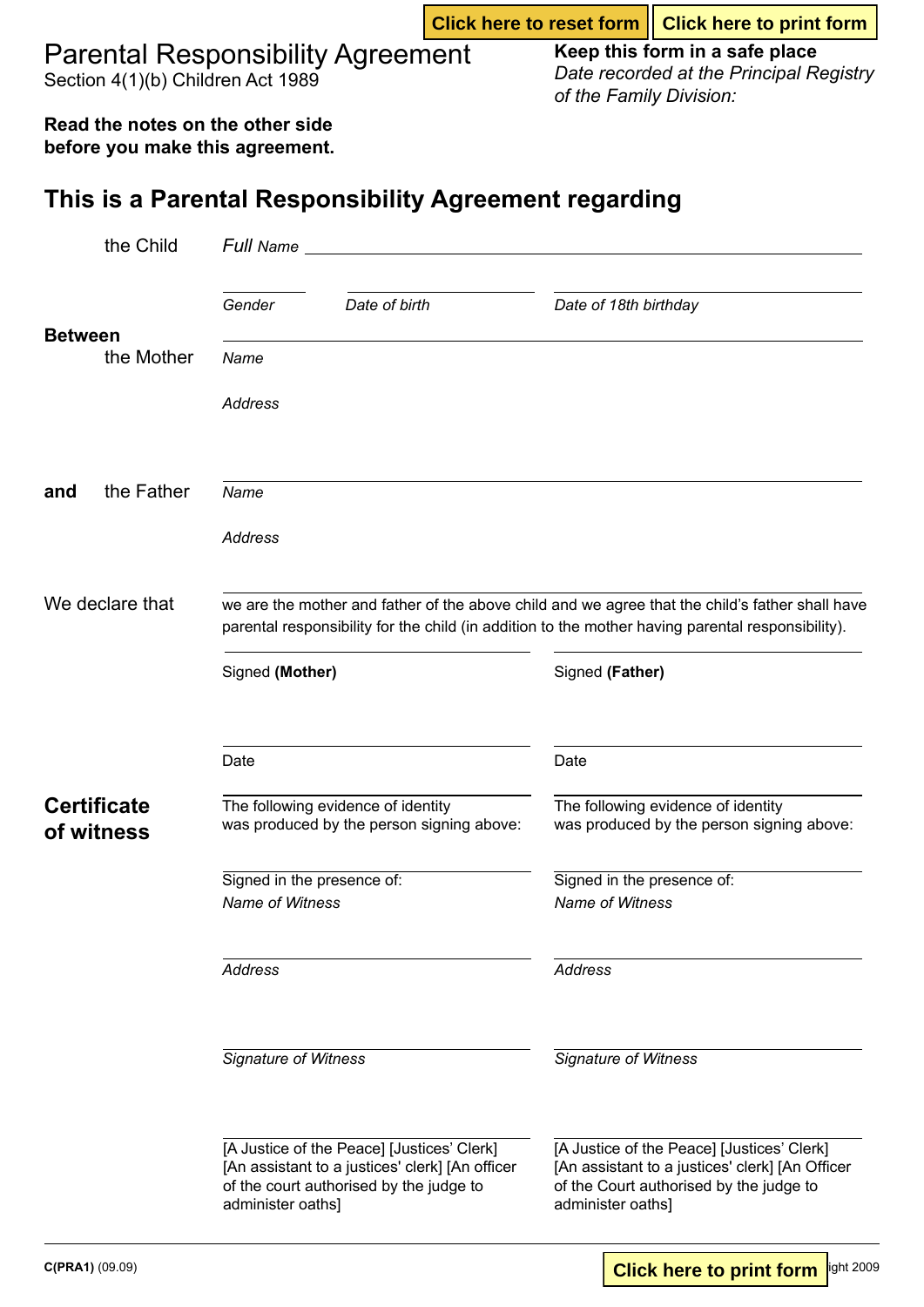Click here to reset form | Click here to print form

# Parental Responsibility Agreement

Section 4(1)(b) Children Act 1989

**Keep this form in a safe place**

*Date recorded at the Principal Registry of the Family Division:*

**Read the notes on the other side before you make this agreement.**

## This is a Parental Responsibility Agreement regarding

the Child

*Full* *Name*

*Gender* | *Date of birth* | *Date of 18th birthday*

**Between**

the Mother

*Name*

*Address*

**and** the Father

*Name*

*Address*

We declare that

we are the mother and father of the above child and we agree that the child's father shall have parental responsibility for the child (in addition to the mother having parental responsibility).

Signed **(Mother)**

Date

Signed **(Father)**

Date

**Certificate of witness**

The following evidence of identity was produced by the person signing above:

Signed in the presence of:
*Name of Witness*

*Address*

*Signature of Witness*

[A Justice of the Peace] [Justices' Clerk] [An assistant to a justices' clerk] [An officer of the court authorised by the judge to administer oaths]

The following evidence of identity was produced by the person signing above:

Signed in the presence of:
*Name of Witness*

*Address*

*Signature of Witness*

[A Justice of the Peace] [Justices' Clerk] [An assistant to a justices' clerk] [An Officer of the Court authorised by the judge to administer oaths]

**C(PRA1)** (09.09)

Click here to print form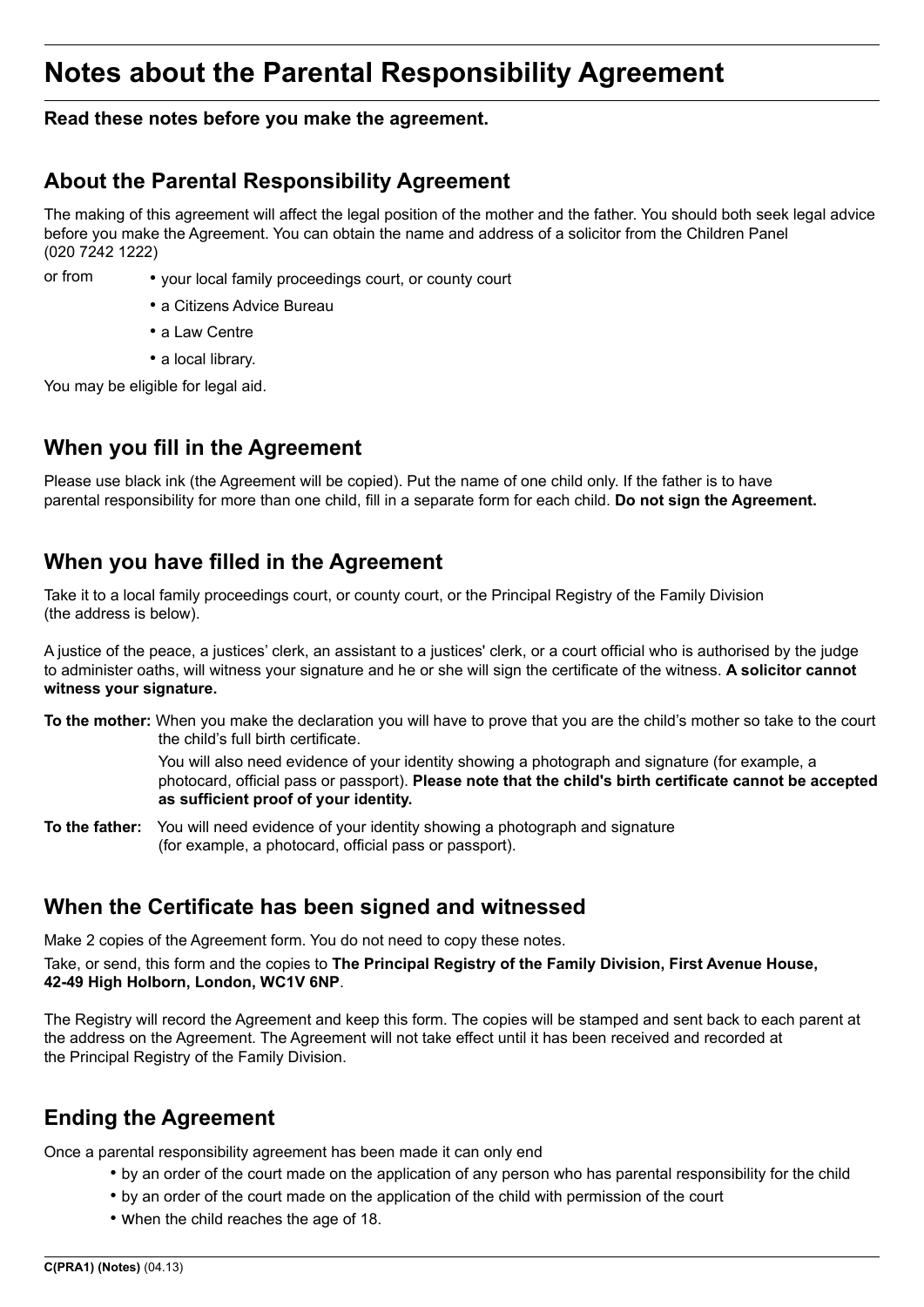# Notes about the Parental Responsibility Agreement

**Read these notes before you make the agreement.**

## About the Parental Responsibility Agreement

The making of this agreement will affect the legal position of the mother and the father. You should both seek legal advice before you make the Agreement. You can obtain the name and address of a solicitor from the Children Panel (020 7242 1222)

or from

- your local family proceedings court, or county court
- a Citizens Advice Bureau
- a Law Centre
- a local library.

You may be eligible for legal aid.

## When you fill in the Agreement

Please use black ink (the Agreement will be copied). Put the name of one child only. If the father is to have parental responsibility for more than one child, fill in a separate form for each child. **Do not sign the Agreement.**

## When you have filled in the Agreement

Take it to a local family proceedings court, or county court, or the Principal Registry of the Family Division (the address is below).

A justice of the peace, a justices' clerk, an assistant to a justices' clerk, or a court official who is authorised by the judge to administer oaths, will witness your signature and he or she will sign the certificate of the witness. **A solicitor cannot witness your signature.**

**To the mother:** When you make the declaration you will have to prove that you are the child's mother so take to the court the child's full birth certificate.

You will also need evidence of your identity showing a photograph and signature (for example, a photocard, official pass or passport). **Please note that the child's birth certificate cannot be accepted as sufficient proof of your identity.**

**To the father:** You will need evidence of your identity showing a photograph and signature (for example, a photocard, official pass or passport).

## When the Certificate has been signed and witnessed

Make 2 copies of the Agreement form. You do not need to copy these notes.

Take, or send, this form and the copies to **The Principal Registry of the Family Division, First Avenue House, 42-49 High Holborn, London, WC1V 6NP**.

The Registry will record the Agreement and keep this form. The copies will be stamped and sent back to each parent at the address on the Agreement. The Agreement will not take effect until it has been received and recorded at the Principal Registry of the Family Division.

## Ending the Agreement

Once a parental responsibility agreement has been made it can only end

- by an order of the court made on the application of any person who has parental responsibility for the child
- by an order of the court made on the application of the child with permission of the court
- when the child reaches the age of 18.

**C(PRA1) (Notes)** (04.13)